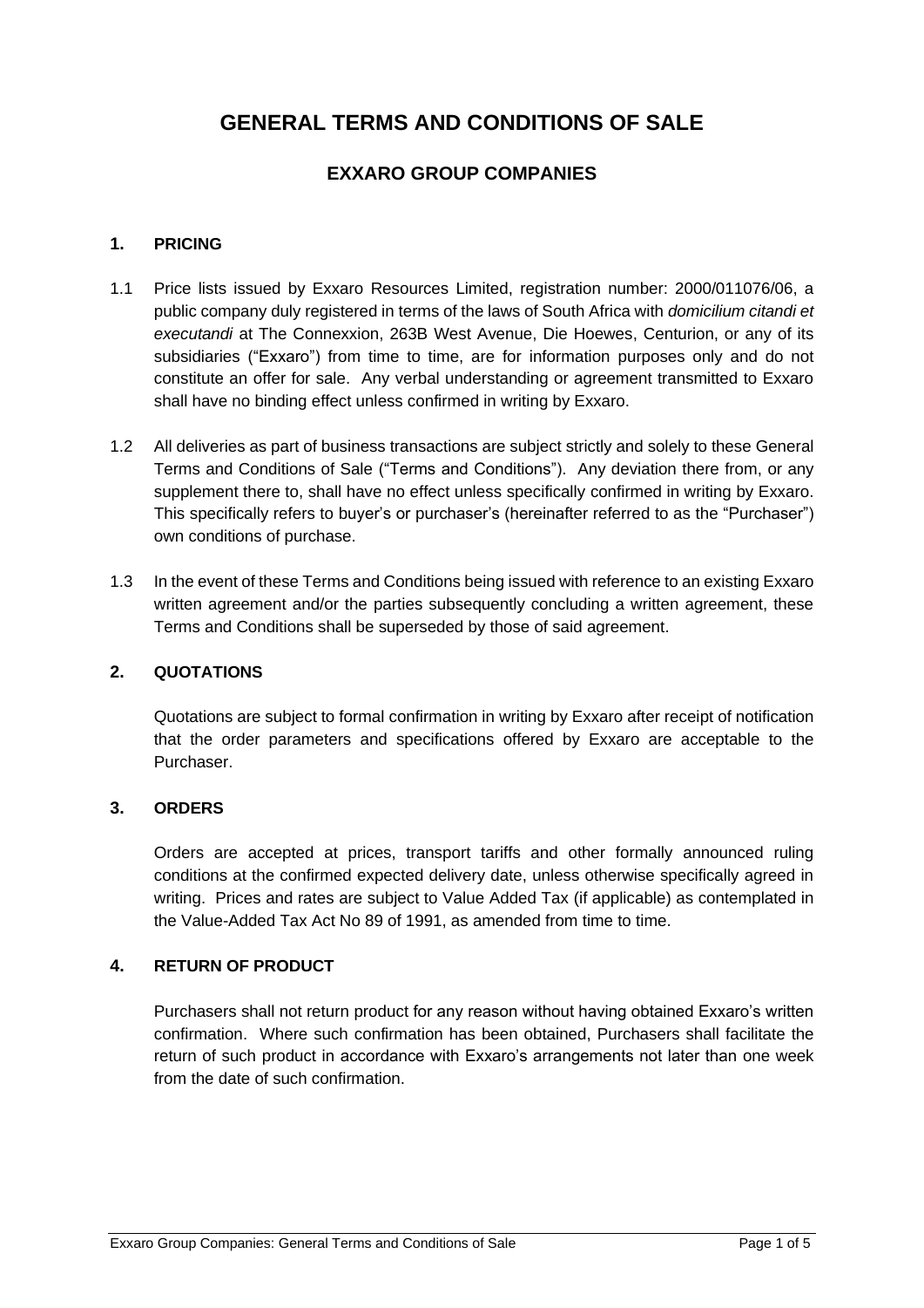# GENERAL TERMS AND CONDITIONS OF SALE

## EXXARO GROUP COMPANIES

### 1. PRICING

1.1 Price lists issued by Exxaro Resources Limited, registration number: 2000/011076/06, a public company duly registered in terms of the laws of South Africa with *domicilium citandi et executandi* at The Connexxion, 263B West Avenue, Die Hoewes, Centurion, or any of its subsidiaries ("Exxaro") from time to time, are for information purposes only and do not constitute an offer for sale. Any verbal understanding or agreement transmitted to Exxaro shall have no binding effect unless confirmed in writing by Exxaro.

1.2 All deliveries as part of business transactions are subject strictly and solely to these General Terms and Conditions of Sale ("Terms and Conditions"). Any deviation there from, or any supplement there to, shall have no effect unless specifically confirmed in writing by Exxaro. This specifically refers to buyer's or purchaser's (hereinafter referred to as the "Purchaser") own conditions of purchase.

1.3 In the event of these Terms and Conditions being issued with reference to an existing Exxaro written agreement and/or the parties subsequently concluding a written agreement, these Terms and Conditions shall be superseded by those of said agreement.

### 2. QUOTATIONS

Quotations are subject to formal confirmation in writing by Exxaro after receipt of notification that the order parameters and specifications offered by Exxaro are acceptable to the Purchaser.

### 3. ORDERS

Orders are accepted at prices, transport tariffs and other formally announced ruling conditions at the confirmed expected delivery date, unless otherwise specifically agreed in writing. Prices and rates are subject to Value Added Tax (if applicable) as contemplated in the Value-Added Tax Act No 89 of 1991, as amended from time to time.

### 4. RETURN OF PRODUCT

Purchasers shall not return product for any reason without having obtained Exxaro's written confirmation. Where such confirmation has been obtained, Purchasers shall facilitate the return of such product in accordance with Exxaro's arrangements not later than one week from the date of such confirmation.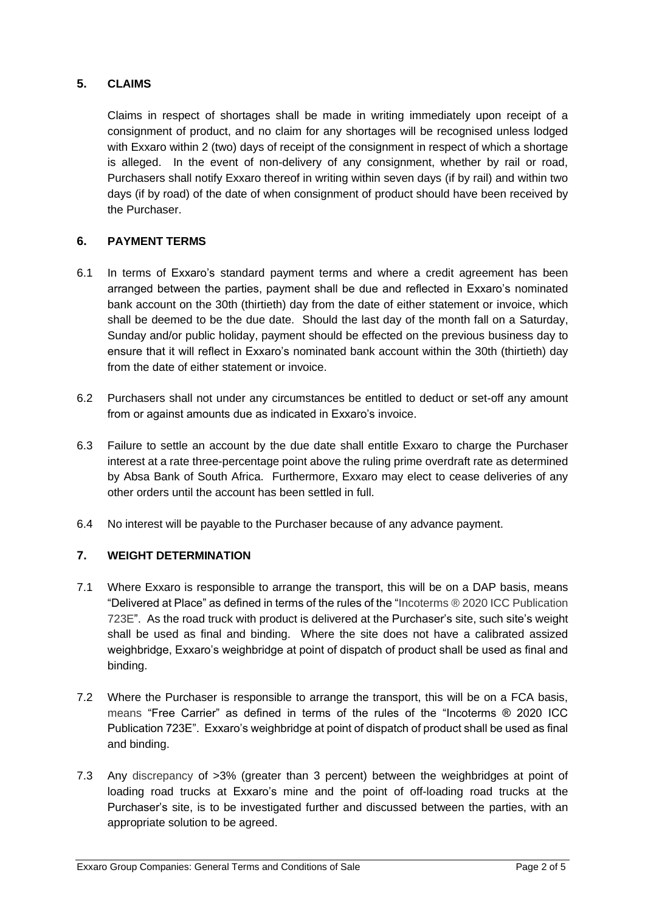## 5. CLAIMS

Claims in respect of shortages shall be made in writing immediately upon receipt of a consignment of product, and no claim for any shortages will be recognised unless lodged with Exxaro within 2 (two) days of receipt of the consignment in respect of which a shortage is alleged. In the event of non-delivery of any consignment, whether by rail or road, Purchasers shall notify Exxaro thereof in writing within seven days (if by rail) and within two days (if by road) of the date of when consignment of product should have been received by the Purchaser.

## 6. PAYMENT TERMS

6.1 In terms of Exxaro's standard payment terms and where a credit agreement has been arranged between the parties, payment shall be due and reflected in Exxaro's nominated bank account on the 30th (thirtieth) day from the date of either statement or invoice, which shall be deemed to be the due date. Should the last day of the month fall on a Saturday, Sunday and/or public holiday, payment should be effected on the previous business day to ensure that it will reflect in Exxaro's nominated bank account within the 30th (thirtieth) day from the date of either statement or invoice.

6.2 Purchasers shall not under any circumstances be entitled to deduct or set-off any amount from or against amounts due as indicated in Exxaro's invoice.

6.3 Failure to settle an account by the due date shall entitle Exxaro to charge the Purchaser interest at a rate three-percentage point above the ruling prime overdraft rate as determined by Absa Bank of South Africa. Furthermore, Exxaro may elect to cease deliveries of any other orders until the account has been settled in full.

6.4 No interest will be payable to the Purchaser because of any advance payment.

## 7. WEIGHT DETERMINATION

7.1 Where Exxaro is responsible to arrange the transport, this will be on a DAP basis, means "Delivered at Place" as defined in terms of the rules of the "Incoterms ® 2020 ICC Publication 723E". As the road truck with product is delivered at the Purchaser's site, such site's weight shall be used as final and binding. Where the site does not have a calibrated assized weighbridge, Exxaro's weighbridge at point of dispatch of product shall be used as final and binding.

7.2 Where the Purchaser is responsible to arrange the transport, this will be on a FCA basis, means "Free Carrier" as defined in terms of the rules of the "Incoterms ® 2020 ICC Publication 723E". Exxaro's weighbridge at point of dispatch of product shall be used as final and binding.

7.3 Any discrepancy of >3% (greater than 3 percent) between the weighbridges at point of loading road trucks at Exxaro's mine and the point of off-loading road trucks at the Purchaser's site, is to be investigated further and discussed between the parties, with an appropriate solution to be agreed.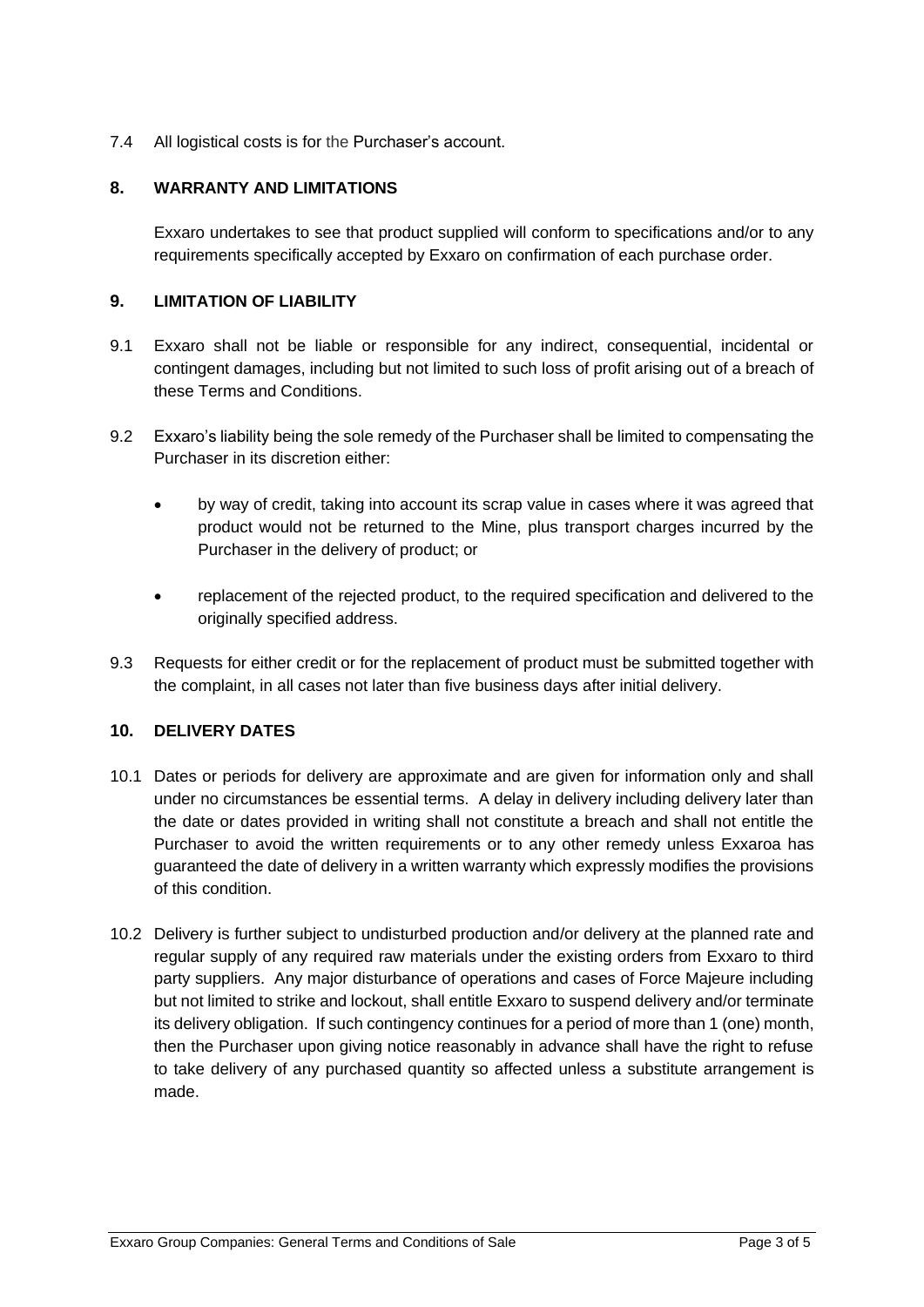7.4 All logistical costs is for the Purchaser's account.

## 8. WARRANTY AND LIMITATIONS

Exxaro undertakes to see that product supplied will conform to specifications and/or to any requirements specifically accepted by Exxaro on confirmation of each purchase order.

## 9. LIMITATION OF LIABILITY

9.1 Exxaro shall not be liable or responsible for any indirect, consequential, incidental or contingent damages, including but not limited to such loss of profit arising out of a breach of these Terms and Conditions.

9.2 Exxaro's liability being the sole remedy of the Purchaser shall be limited to compensating the Purchaser in its discretion either:

- by way of credit, taking into account its scrap value in cases where it was agreed that product would not be returned to the Mine, plus transport charges incurred by the Purchaser in the delivery of product; or
- replacement of the rejected product, to the required specification and delivered to the originally specified address.

9.3 Requests for either credit or for the replacement of product must be submitted together with the complaint, in all cases not later than five business days after initial delivery.

## 10. DELIVERY DATES

10.1 Dates or periods for delivery are approximate and are given for information only and shall under no circumstances be essential terms. A delay in delivery including delivery later than the date or dates provided in writing shall not constitute a breach and shall not entitle the Purchaser to avoid the written requirements or to any other remedy unless Exxaroa has guaranteed the date of delivery in a written warranty which expressly modifies the provisions of this condition.

10.2 Delivery is further subject to undisturbed production and/or delivery at the planned rate and regular supply of any required raw materials under the existing orders from Exxaro to third party suppliers. Any major disturbance of operations and cases of Force Majeure including but not limited to strike and lockout, shall entitle Exxaro to suspend delivery and/or terminate its delivery obligation. If such contingency continues for a period of more than 1 (one) month, then the Purchaser upon giving notice reasonably in advance shall have the right to refuse to take delivery of any purchased quantity so affected unless a substitute arrangement is made.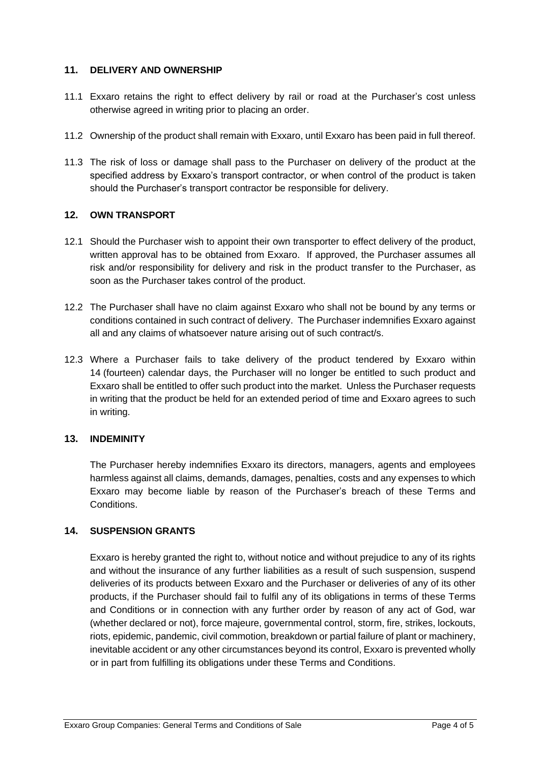## 11. DELIVERY AND OWNERSHIP

11.1 Exxaro retains the right to effect delivery by rail or road at the Purchaser's cost unless otherwise agreed in writing prior to placing an order.

11.2 Ownership of the product shall remain with Exxaro, until Exxaro has been paid in full thereof.

11.3 The risk of loss or damage shall pass to the Purchaser on delivery of the product at the specified address by Exxaro's transport contractor, or when control of the product is taken should the Purchaser's transport contractor be responsible for delivery.

## 12. OWN TRANSPORT

12.1 Should the Purchaser wish to appoint their own transporter to effect delivery of the product, written approval has to be obtained from Exxaro. If approved, the Purchaser assumes all risk and/or responsibility for delivery and risk in the product transfer to the Purchaser, as soon as the Purchaser takes control of the product.

12.2 The Purchaser shall have no claim against Exxaro who shall not be bound by any terms or conditions contained in such contract of delivery. The Purchaser indemnifies Exxaro against all and any claims of whatsoever nature arising out of such contract/s.

12.3 Where a Purchaser fails to take delivery of the product tendered by Exxaro within 14 (fourteen) calendar days, the Purchaser will no longer be entitled to such product and Exxaro shall be entitled to offer such product into the market. Unless the Purchaser requests in writing that the product be held for an extended period of time and Exxaro agrees to such in writing.

## 13. INDEMINITY

The Purchaser hereby indemnifies Exxaro its directors, managers, agents and employees harmless against all claims, demands, damages, penalties, costs and any expenses to which Exxaro may become liable by reason of the Purchaser's breach of these Terms and Conditions.

## 14. SUSPENSION GRANTS

Exxaro is hereby granted the right to, without notice and without prejudice to any of its rights and without the insurance of any further liabilities as a result of such suspension, suspend deliveries of its products between Exxaro and the Purchaser or deliveries of any of its other products, if the Purchaser should fail to fulfil any of its obligations in terms of these Terms and Conditions or in connection with any further order by reason of any act of God, war (whether declared or not), force majeure, governmental control, storm, fire, strikes, lockouts, riots, epidemic, pandemic, civil commotion, breakdown or partial failure of plant or machinery, inevitable accident or any other circumstances beyond its control, Exxaro is prevented wholly or in part from fulfilling its obligations under these Terms and Conditions.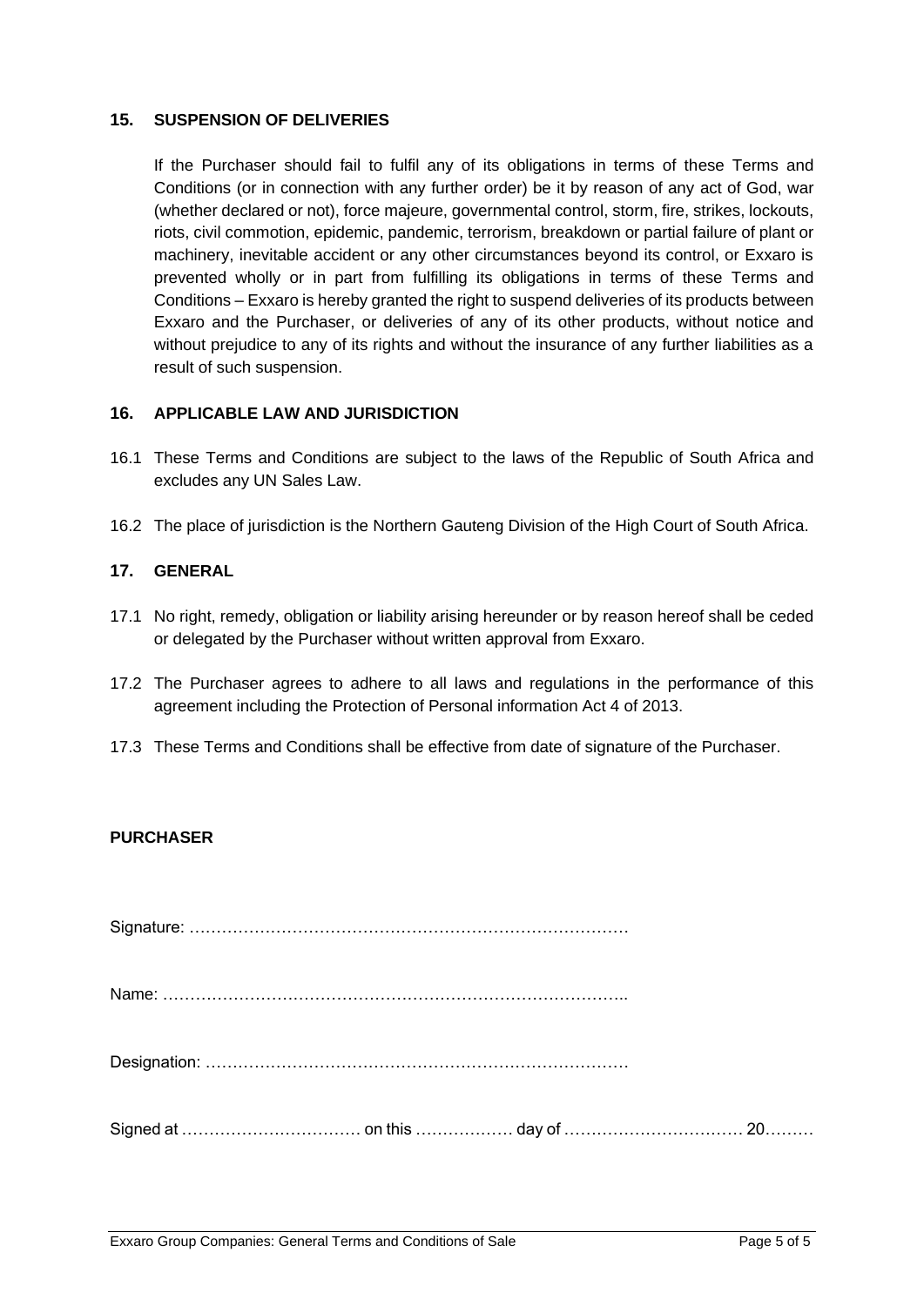## 15. SUSPENSION OF DELIVERIES

If the Purchaser should fail to fulfil any of its obligations in terms of these Terms and Conditions (or in connection with any further order) be it by reason of any act of God, war (whether declared or not), force majeure, governmental control, storm, fire, strikes, lockouts, riots, civil commotion, epidemic, pandemic, terrorism, breakdown or partial failure of plant or machinery, inevitable accident or any other circumstances beyond its control, or Exxaro is prevented wholly or in part from fulfilling its obligations in terms of these Terms and Conditions – Exxaro is hereby granted the right to suspend deliveries of its products between Exxaro and the Purchaser, or deliveries of any of its other products, without notice and without prejudice to any of its rights and without the insurance of any further liabilities as a result of such suspension.

## 16. APPLICABLE LAW AND JURISDICTION

16.1 These Terms and Conditions are subject to the laws of the Republic of South Africa and excludes any UN Sales Law.

16.2 The place of jurisdiction is the Northern Gauteng Division of the High Court of South Africa.

## 17. GENERAL

17.1 No right, remedy, obligation or liability arising hereunder or by reason hereof shall be ceded or delegated by the Purchaser without written approval from Exxaro.

17.2 The Purchaser agrees to adhere to all laws and regulations in the performance of this agreement including the Protection of Personal information Act 4 of 2013.

17.3 These Terms and Conditions shall be effective from date of signature of the Purchaser.

**PURCHASER**

Signature: ………………………………………………………………………

Name: …………………………………………………………………………..

Designation: ……………………………………………………………………

Signed at …………………………… on this ……………… day of …………………………… 20………